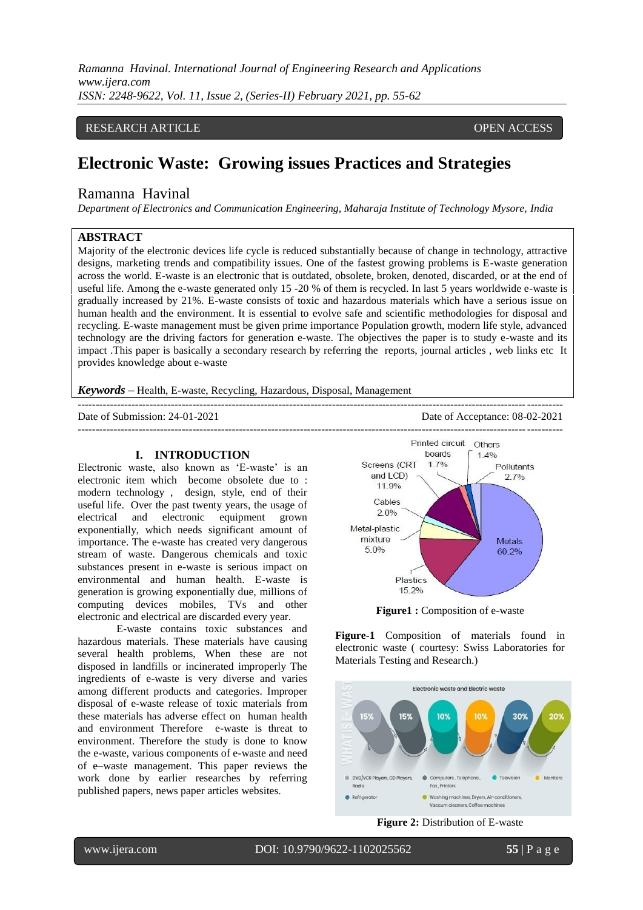RESEARCH ARTICLE OPEN ACCESS

# Electronic Waste: Growing issues Practices and Strategies

## Ramanna Havinal

*Department of Electronics and Communication Engineering, Maharaja Institute of Technology Mysore, India*

## ABSTRACT

Majority of the electronic devices life cycle is reduced substantially because of change in technology, attractive designs, marketing trends and compatibility issues. One of the fastest growing problems is E-waste generation across the world. E-waste is an electronic that is outdated, obsolete, broken, denoted, discarded, or at the end of useful life. Among the e-waste generated only 15 -20 % of them is recycled. In last 5 years worldwide e-waste is gradually increased by 21%. E-waste consists of toxic and hazardous materials which have a serious issue on human health and the environment. It is essential to evolve safe and scientific methodologies for disposal and recycling. E-waste management must be given prime importance Population growth, modern life style, advanced technology are the driving factors for generation e-waste. The objectives the paper is to study e-waste and its impact .This paper is basically a secondary research by referring the reports, journal articles , web links etc It provides knowledge about e-waste

***Keywords*** – Health, E-waste, Recycling, Hazardous, Disposal, Management

Date of Submission: 24-01-2021 Date of Acceptance: 08-02-2021

## I. INTRODUCTION

Electronic waste, also known as 'E-waste' is an electronic item which become obsolete due to : modern technology , design, style, end of their useful life. Over the past twenty years, the usage of electrical and electronic equipment grown exponentially, which needs significant amount of importance. The e-waste has created very dangerous stream of waste. Dangerous chemicals and toxic substances present in e-waste is serious impact on environmental and human health. E-waste is generation is growing exponentially due, millions of computing devices mobiles, TVs and other electronic and electrical are discarded every year.

E-waste contains toxic substances and hazardous materials. These materials have causing several health problems, When these are not disposed in landfills or incinerated improperly The ingredients of e-waste is very diverse and varies among different products and categories. Improper disposal of e-waste release of toxic materials from these materials has adverse effect on human health and environment Therefore e-waste is threat to environment. Therefore the study is done to know the e-waste, various components of e-waste and need of e–waste management. This paper reviews the work done by earlier researches by referring published papers, news paper articles websites.

**Figure1 :** Composition of e-waste

**Figure-1** Composition of materials found in electronic waste ( courtesy: Swiss Laboratories for Materials Testing and Research.)

**Figure 2:** Distribution of E-waste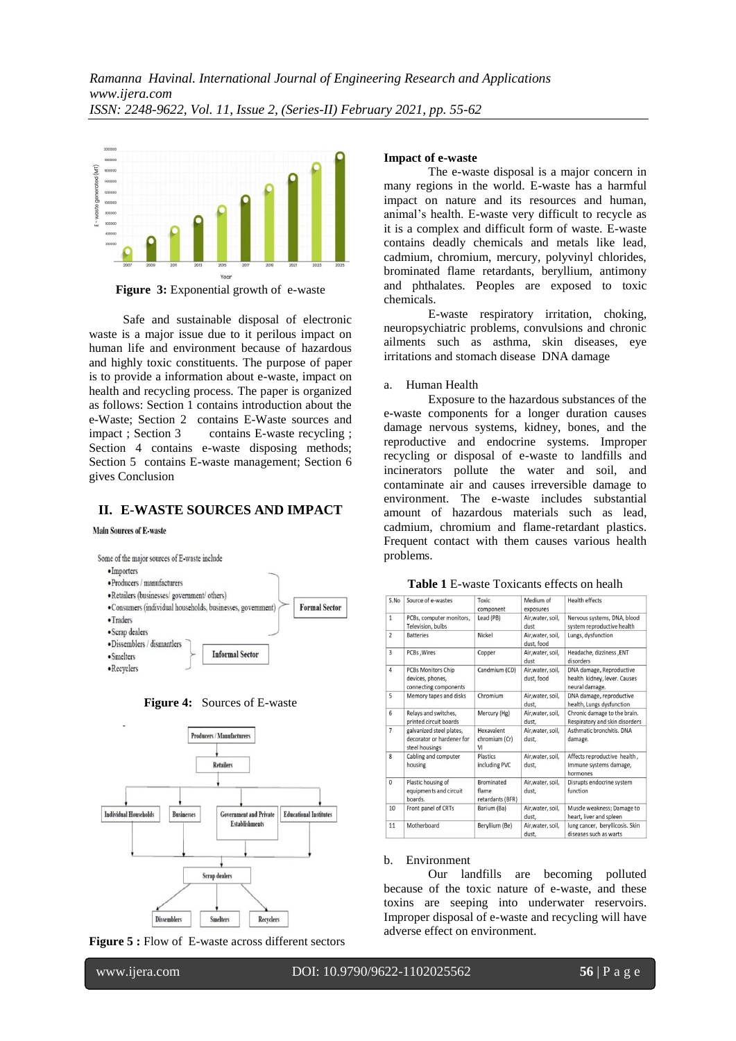Figure 3: Exponential growth of e-waste

Safe and sustainable disposal of electronic waste is a major issue due to it perilous impact on human life and environment because of hazardous and highly toxic constituents. The purpose of paper is to provide a information about e-waste, impact on health and recycling process. The paper is organized as follows: Section 1 contains introduction about the e-Waste; Section 2 contains E-Waste sources and impact ; Section 3 contains E-waste recycling ; Section 4 contains e-waste disposing methods; Section 5 contains E-waste management; Section 6 gives Conclusion

## II. E-WASTE SOURCES AND IMPACT

**Main Sources of E-waste**

Some of the major sources of E-waste include

- Importers
- Producers / manufacturers
- Retailers (businesses/ government/ others)
- Consumers (individual households, businesses, government)
- Traders
- Scrap dealers
- Dissemblers / dismantlers
- Smelters
- Recyclers

Formal Sector

Informal Sector

Figure 4: Sources of E-waste

Figure 5 : Flow of E-waste across different sectors

**Impact of e-waste**

The e-waste disposal is a major concern in many regions in the world. E-waste has a harmful impact on nature and its resources and human, animal's health. E-waste very difficult to recycle as it is a complex and difficult form of waste. E-waste contains deadly chemicals and metals like lead, cadmium, chromium, mercury, polyvinyl chlorides, brominated flame retardants, beryllium, antimony and phthalates. Peoples are exposed to toxic chemicals.

E-waste respiratory irritation, choking, neuropsychiatric problems, convulsions and chronic ailments such as asthma, skin diseases, eye irritations and stomach disease DNA damage

a. Human Health

Exposure to the hazardous substances of the e-waste components for a longer duration causes damage nervous systems, kidney, bones, and the reproductive and endocrine systems. Improper recycling or disposal of e-waste to landfills and incinerators pollute the water and soil, and contaminate air and causes irreversible damage to environment. The e-waste includes substantial amount of hazardous materials such as lead, cadmium, chromium and flame-retardant plastics. Frequent contact with them causes various health problems.

**Table 1** E-waste Toxicants effects on healh

| S.No | Source of e-wastes | Toxic component | Medium of exposures | Health effects |
|---|---|---|---|---|
| 1 | PCBs, computer monitors, Television, bulbs | Lead (PB) | Air,water, soil, dust | Nervous systems, DNA, blood system reproductive health |
| 2 | Batteries | Nickel | Air,water, soil, dust, food | Lungs, dysfunction |
| 3 | PCBs ,Wires | Copper | Air,water, soil, dust | Headache, dizziness ,ENT disorders |
| 4 | PCBs Monitors Chip devices, phones, connecting components | Candmium (CD) | Air,water, soil, dust, food | DNA damage, Reproductive health kidney, lever. Causes neural damage. |
| 5 | Memory tapes and disks | Chromium | Air,water, soil, dust, | DNA damage, reproductive health, Lungs dysfunction |
| 6 | Relays and switches, printed circuit boards | Mercury (Hg) | Air,water, soil, dust, | Chronic damage to the brain. Respiratory and skin disorders |
| 7 | galvanized steel plates, decorator or hardener for steel housings | Hexavalent chromium (Cr) VI | Air,water, soil, dust, | Asthmatic bronchitis. DNA damage. |
| 8 | Cabling and computer housing | Plastics including PVC | Air,water, soil, dust, | Affects reproductive health , Immune systems damage, hormones |
| 0 | Plastic housing of equipments and circuit boards. | Brominated flame retardants (BFR) | Air,water, soil, dust, | Disrupts endocrine system function |
| 10 | Front panel of CRTs | Barium (Ba) | Air,water, soil, dust, | Muscle weakness; Damage to heart, liver and spleen |
| 11 | Motherboard | Beryllium (Be) | Air,water, soil, dust, | lung cancer, beryllicosis. Skin diseases such as warts |

b. Environment

Our landfills are becoming polluted because of the toxic nature of e-waste, and these toxins are seeping into underwater reservoirs. Improper disposal of e-waste and recycling will have adverse effect on environment.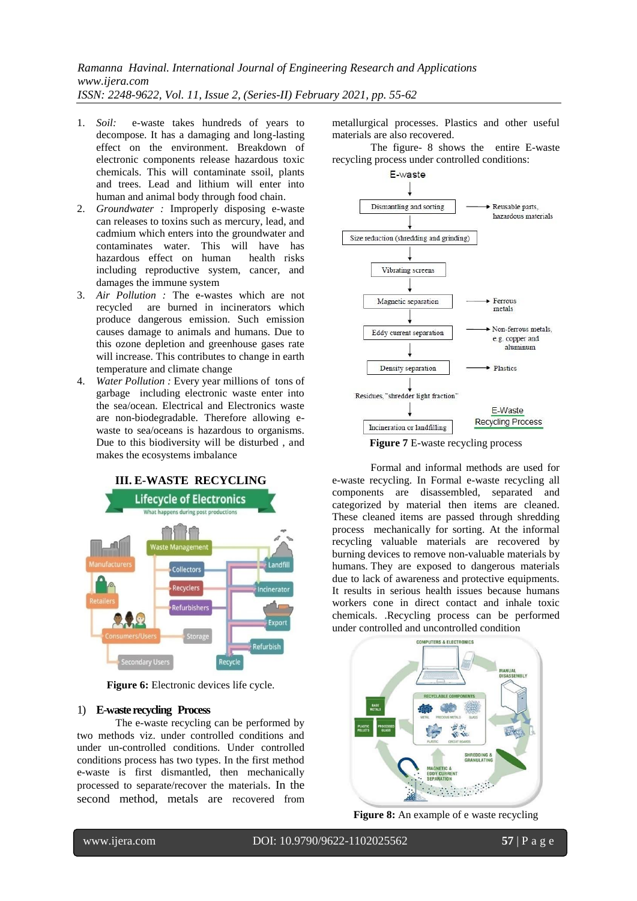1. *Soil:* e-waste takes hundreds of years to decompose. It has a damaging and long-lasting effect on the environment. Breakdown of electronic components release hazardous toxic chemicals. This will contaminate ssoil, plants and trees. Lead and lithium will enter into human and animal body through food chain.
2. *Groundwater :* Improperly disposing e-waste can releases to toxins such as mercury, lead, and cadmium which enters into the groundwater and contaminates water. This will have has hazardous effect on human health risks including reproductive system, cancer, and damages the immune system
3. *Air Pollution :* The e-wastes which are not recycled are burned in incinerators which produce dangerous emission. Such emission causes damage to animals and humans. Due to this ozone depletion and greenhouse gases rate will increase. This contributes to change in earth temperature and climate change
4. *Water Pollution :* Every year millions of tons of garbage including electronic waste enter into the sea/ocean. Electrical and Electronics waste are non-biodegradable. Therefore allowing e-waste to sea/oceans is hazardous to organisms. Due to this biodiversity will be disturbed , and makes the ecosystems imbalance

## III. E-WASTE RECYCLING

**Figure 6:** Electronic devices life cycle.

### 1) E-waste recycling Process

The e-waste recycling can be performed by two methods viz. under controlled conditions and under un-controlled conditions. Under controlled conditions process has two types. In the first method e-waste is first dismantled, then mechanically processed to separate/recover the materials. In the second method, metals are recovered from metallurgical processes. Plastics and other useful materials are also recovered.

The figure- 8 shows the entire E-waste recycling process under controlled conditions:

**Figure 7** E-waste recycling process

Formal and informal methods are used for e-waste recycling. In Formal e-waste recycling all components are disassembled, separated and categorized by material then items are cleaned. These cleaned items are passed through shredding process mechanically for sorting. At the informal recycling valuable materials are recovered by burning devices to remove non-valuable materials by humans. They are exposed to dangerous materials due to lack of awareness and protective equipments. It results in serious health issues because humans workers cone in direct contact and inhale toxic chemicals. .Recycling process can be performed under controlled and uncontrolled condition

**Figure 8:** An example of e waste recycling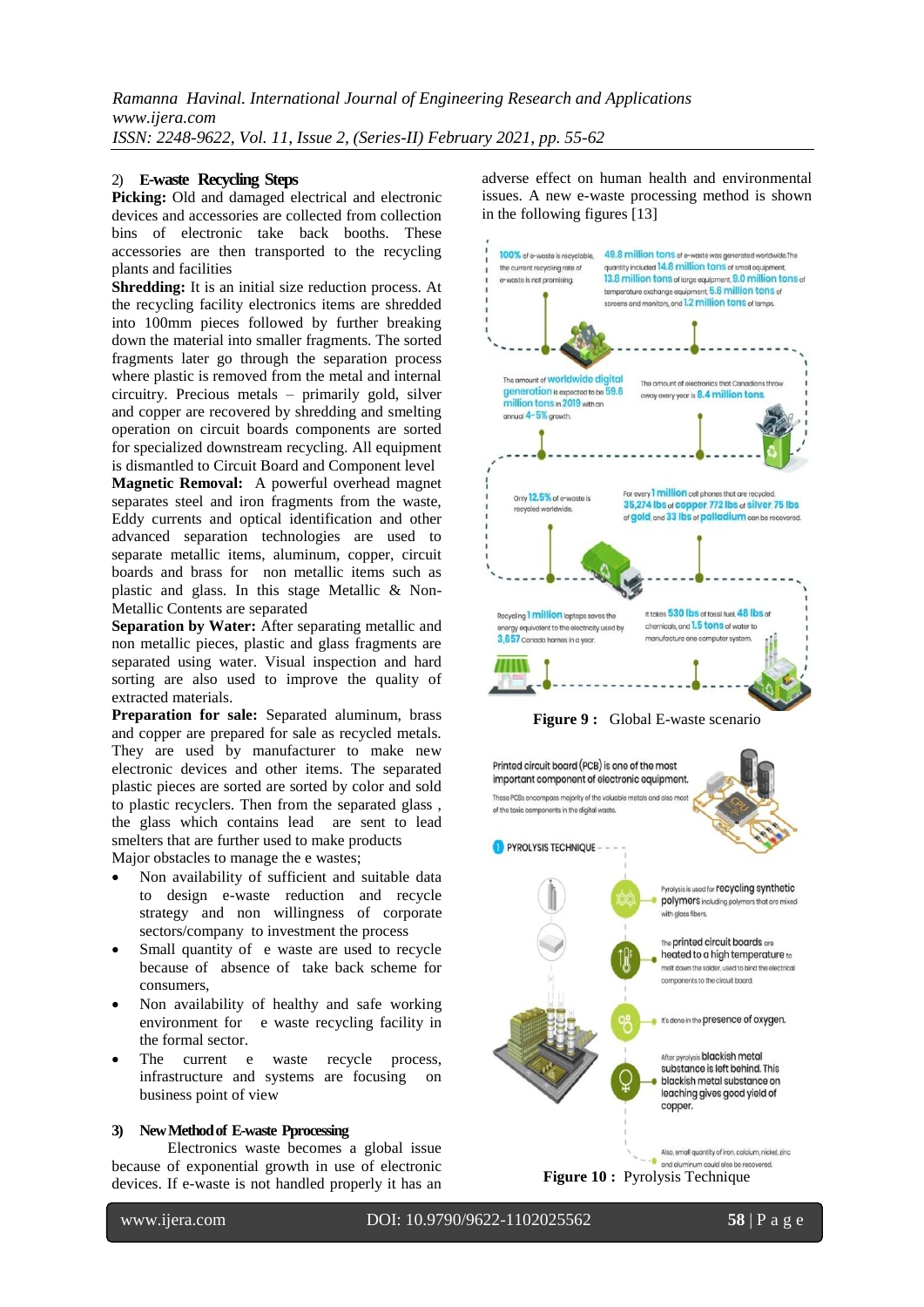### 2) E-waste Recycling Steps

**Picking:** Old and damaged electrical and electronic devices and accessories are collected from collection bins of electronic take back booths. These accessories are then transported to the recycling plants and facilities

**Shredding:** It is an initial size reduction process. At the recycling facility electronics items are shredded into 100mm pieces followed by further breaking down the material into smaller fragments. The sorted fragments later go through the separation process where plastic is removed from the metal and internal circuitry. Precious metals – primarily gold, silver and copper are recovered by shredding and smelting operation on circuit boards components are sorted for specialized downstream recycling. All equipment is dismantled to Circuit Board and Component level

**Magnetic Removal:** A powerful overhead magnet separates steel and iron fragments from the waste, Eddy currents and optical identification and other advanced separation technologies are used to separate metallic items, aluminum, copper, circuit boards and brass for non metallic items such as plastic and glass. In this stage Metallic & Non-Metallic Contents are separated

**Separation by Water:** After separating metallic and non metallic pieces, plastic and glass fragments are separated using water. Visual inspection and hard sorting are also used to improve the quality of extracted materials.

**Preparation for sale:** Separated aluminum, brass and copper are prepared for sale as recycled metals. They are used by manufacturer to make new electronic devices and other items. The separated plastic pieces are sorted are sorted by color and sold to plastic recyclers. Then from the separated glass , the glass which contains lead are sent to lead smelters that are further used to make products

Major obstacles to manage the e wastes;

- Non availability of sufficient and suitable data to design e-waste reduction and recycle strategy and non willingness of corporate sectors/company to investment the process
- Small quantity of e waste are used to recycle because of absence of take back scheme for consumers,
- Non availability of healthy and safe working environment for e waste recycling facility in the formal sector.
- The current e waste recycle process, infrastructure and systems are focusing on business point of view

### 3) New Method of E-waste Pprocessing

Electronics waste becomes a global issue because of exponential growth in use of electronic devices. If e-waste is not handled properly it has an adverse effect on human health and environmental issues. A new e-waste processing method is shown in the following figures [13]

**Figure 9 :** Global E-waste scenario

**Figure 10 :** Pyrolysis Technique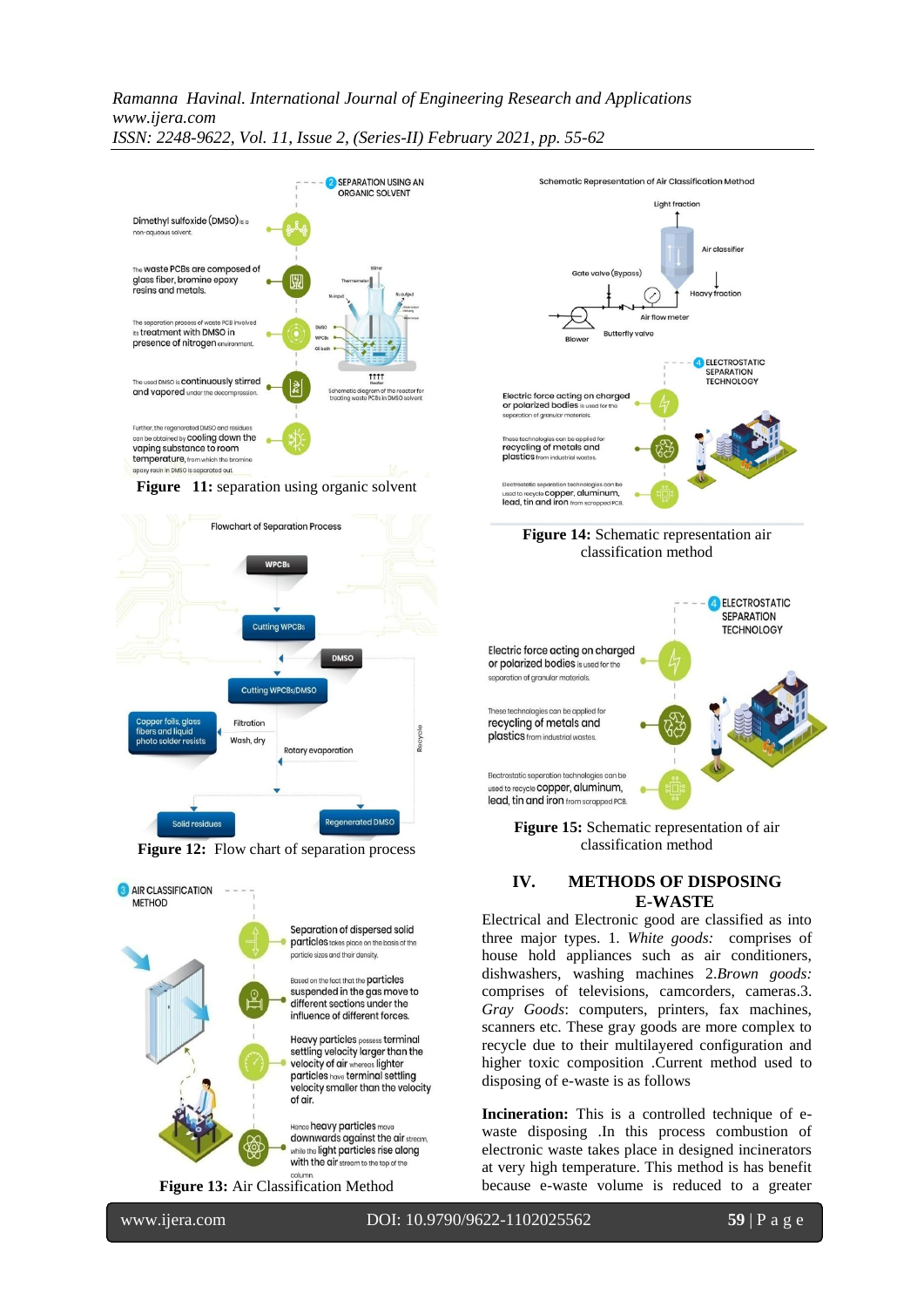Figure 11: separation using organic solvent

Figure 12: Flow chart of separation process

Figure 13: Air Classification Method

Figure 14: Schematic representation air classification method

Figure 15: Schematic representation of air classification method

## IV. METHODS OF DISPOSING E-WASTE

Electrical and Electronic good are classified as into three major types. 1. *White goods:* comprises of house hold appliances such as air conditioners, dishwashers, washing machines 2.*Brown goods:* comprises of televisions, camcorders, cameras.3. *Gray Goods*: computers, printers, fax machines, scanners etc. These gray goods are more complex to recycle due to their multilayered configuration and higher toxic composition .Current method used to disposing of e-waste is as follows

**Incineration:** This is a controlled technique of e-waste disposing .In this process combustion of electronic waste takes place in designed incinerators at very high temperature. This method is has benefit because e-waste volume is reduced to a greater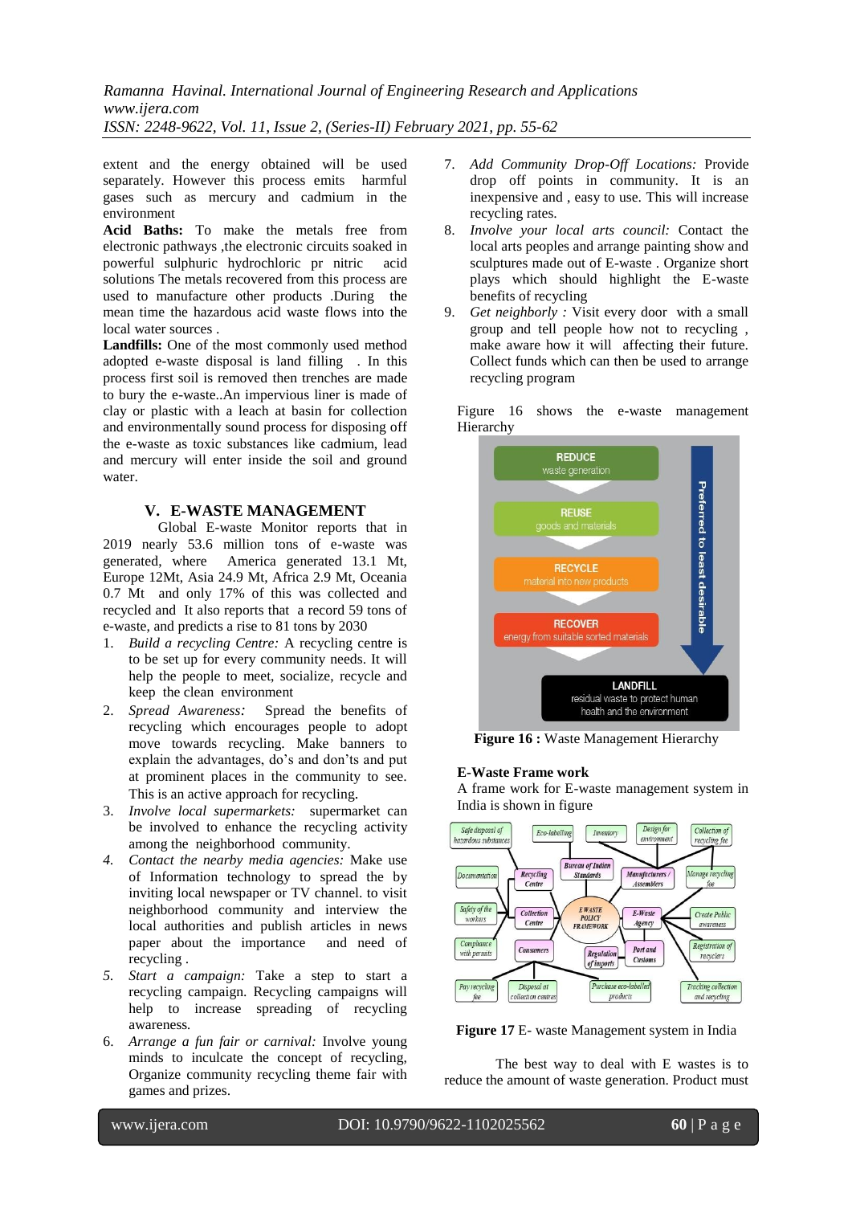extent and the energy obtained will be used separately. However this process emits harmful gases such as mercury and cadmium in the environment

**Acid Baths:** To make the metals free from electronic pathways ,the electronic circuits soaked in powerful sulphuric hydrochloric pr nitric acid solutions The metals recovered from this process are used to manufacture other products .During the mean time the hazardous acid waste flows into the local water sources .

**Landfills:** One of the most commonly used method adopted e-waste disposal is land filling . In this process first soil is removed then trenches are made to bury the e-waste..An impervious liner is made of clay or plastic with a leach at basin for collection and environmentally sound process for disposing off the e-waste as toxic substances like cadmium, lead and mercury will enter inside the soil and ground water.

## V. E-WASTE MANAGEMENT

Global E-waste Monitor reports that in 2019 nearly 53.6 million tons of e-waste was generated, where America generated 13.1 Mt, Europe 12Mt, Asia 24.9 Mt, Africa 2.9 Mt, Oceania 0.7 Mt and only 17% of this was collected and recycled and It also reports that a record 59 tons of e-waste, and predicts a rise to 81 tons by 2030

1. *Build a recycling Centre:* A recycling centre is to be set up for every community needs. It will help the people to meet, socialize, recycle and keep the clean environment
2. *Spread Awareness:* Spread the benefits of recycling which encourages people to adopt move towards recycling. Make banners to explain the advantages, do's and don't and put at prominent places in the community to see. This is an active approach for recycling.
3. *Involve local supermarkets:* supermarket can be involved to enhance the recycling activity among the neighborhood community.
4. *Contact the nearby media agencies:* Make use of Information technology to spread the by inviting local newspaper or TV channel. to visit neighborhood community and interview the local authorities and publish articles in news paper about the importance and need of recycling .
5. *Start a campaign:* Take a step to start a recycling campaign. Recycling campaigns will help to increase spreading of recycling awareness.
6. *Arrange a fun fair or carnival:* Involve young minds to inculcate the concept of recycling, Organize community recycling theme fair with games and prizes.
7. *Add Community Drop-Off Locations:* Provide drop off points in community. It is an inexpensive and , easy to use. This will increase recycling rates.
8. *Involve your local arts council:* Contact the local arts peoples and arrange painting show and sculptures made out of E-waste . Organize short plays which should highlight the E-waste benefits of recycling
9. *Get neighborly :* Visit every door with a small group and tell people how not to recycling , make aware how it will affecting their future. Collect funds which can then be used to arrange recycling program

Figure 16 shows the e-waste management Hierarchy

**Figure 16 :** Waste Management Hierarchy

**E-Waste Frame work**

A frame work for E-waste management system in India is shown in figure

**Figure 17** E- waste Management system in India

The best way to deal with E wastes is to reduce the amount of waste generation. Product must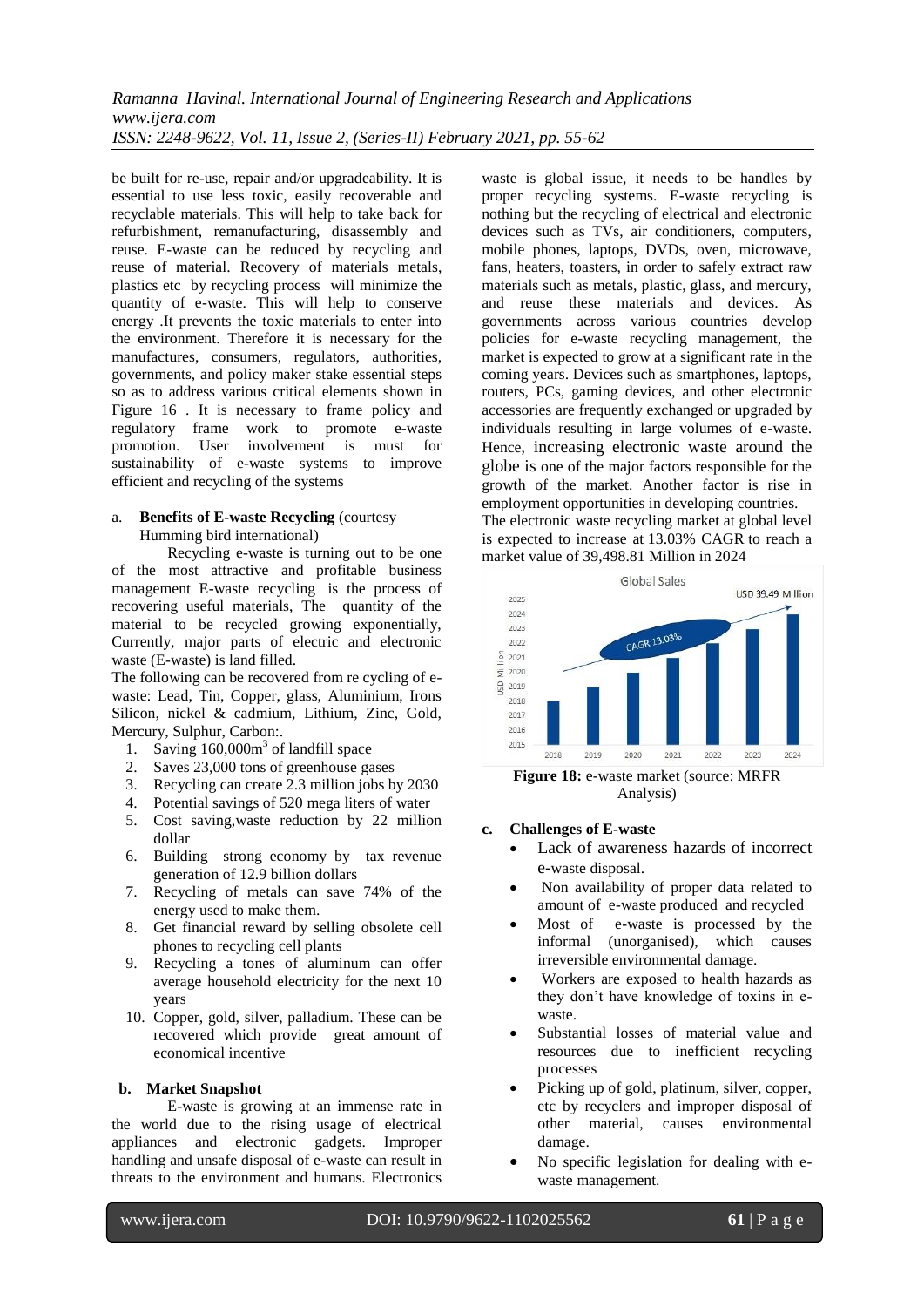be built for re-use, repair and/or upgradeability. It is essential to use less toxic, easily recoverable and recyclable materials. This will help to take back for refurbishment, remanufacturing, disassembly and reuse. E-waste can be reduced by recycling and reuse of material. Recovery of materials metals, plastics etc by recycling process will minimize the quantity of e-waste. This will help to conserve energy .It prevents the toxic materials to enter into the environment. Therefore it is necessary for the manufactures, consumers, regulators, authorities, governments, and policy maker stake essential steps so as to address various critical elements shown in Figure 16 . It is necessary to frame policy and regulatory frame work to promote e-waste promotion. User involvement is must for sustainability of e-waste systems to improve efficient and recycling of the systems

a. **Benefits of E-waste Recycling** (courtesy Humming bird international)

Recycling e-waste is turning out to be one of the most attractive and profitable business management E-waste recycling is the process of recovering useful materials, The quantity of the material to be recycled growing exponentially, Currently, major parts of electric and electronic waste (E-waste) is land filled.

The following can be recovered from re cycling of e-waste: Lead, Tin, Copper, glass, Aluminium, Irons Silicon, nickel & cadmium, Lithium, Zinc, Gold, Mercury, Sulphur, Carbon:.

1. Saving 160,000m$^3$ of landfill space
2. Saves 23,000 tons of greenhouse gases
3. Recycling can create 2.3 million jobs by 2030
4. Potential savings of 520 mega liters of water
5. Cost saving,waste reduction by 22 million dollar
6. Building strong economy by tax revenue generation of 12.9 billion dollars
7. Recycling of metals can save 74% of the energy used to make them.
8. Get financial reward by selling obsolete cell phones to recycling cell plants
9. Recycling a tones of aluminum can offer average household electricity for the next 10 years
10. Copper, gold, silver, palladium. These can be recovered which provide great amount of economical incentive

b. **Market Snapshot**

E-waste is growing at an immense rate in the world due to the rising usage of electrical appliances and electronic gadgets. Improper handling and unsafe disposal of e-waste can result in threats to the environment and humans. Electronics waste is global issue, it needs to be handles by proper recycling systems. E-waste recycling is nothing but the recycling of electrical and electronic devices such as TVs, air conditioners, computers, mobile phones, laptops, DVDs, oven, microwave, fans, heaters, toasters, in order to safely extract raw materials such as metals, plastic, glass, and mercury, and reuse these materials and devices. As governments across various countries develop policies for e-waste recycling management, the market is expected to grow at a significant rate in the coming years. Devices such as smartphones, laptops, routers, PCs, gaming devices, and other electronic accessories are frequently exchanged or upgraded by individuals resulting in large volumes of e-waste. Hence, increasing electronic waste around the globe is one of the major factors responsible for the growth of the market. Another factor is rise in employment opportunities in developing countries.

The electronic waste recycling market at global level is expected to increase at 13.03% CAGR to reach a market value of 39,498.81 Million in 2024

**Figure 18:** e-waste market (source: MRFR Analysis)

c. **Challenges of E-waste**

- Lack of awareness hazards of incorrect e-waste disposal.
- Non availability of proper data related to amount of e-waste produced and recycled
- Most of e-waste is processed by the informal (unorganised), which causes irreversible environmental damage.
- Workers are exposed to health hazards as they don't have knowledge of toxins in e-waste.
- Substantial losses of material value and resources due to inefficient recycling processes
- Picking up of gold, platinum, silver, copper, etc by recyclers and improper disposal of other material, causes environmental damage.
- No specific legislation for dealing with e-waste management.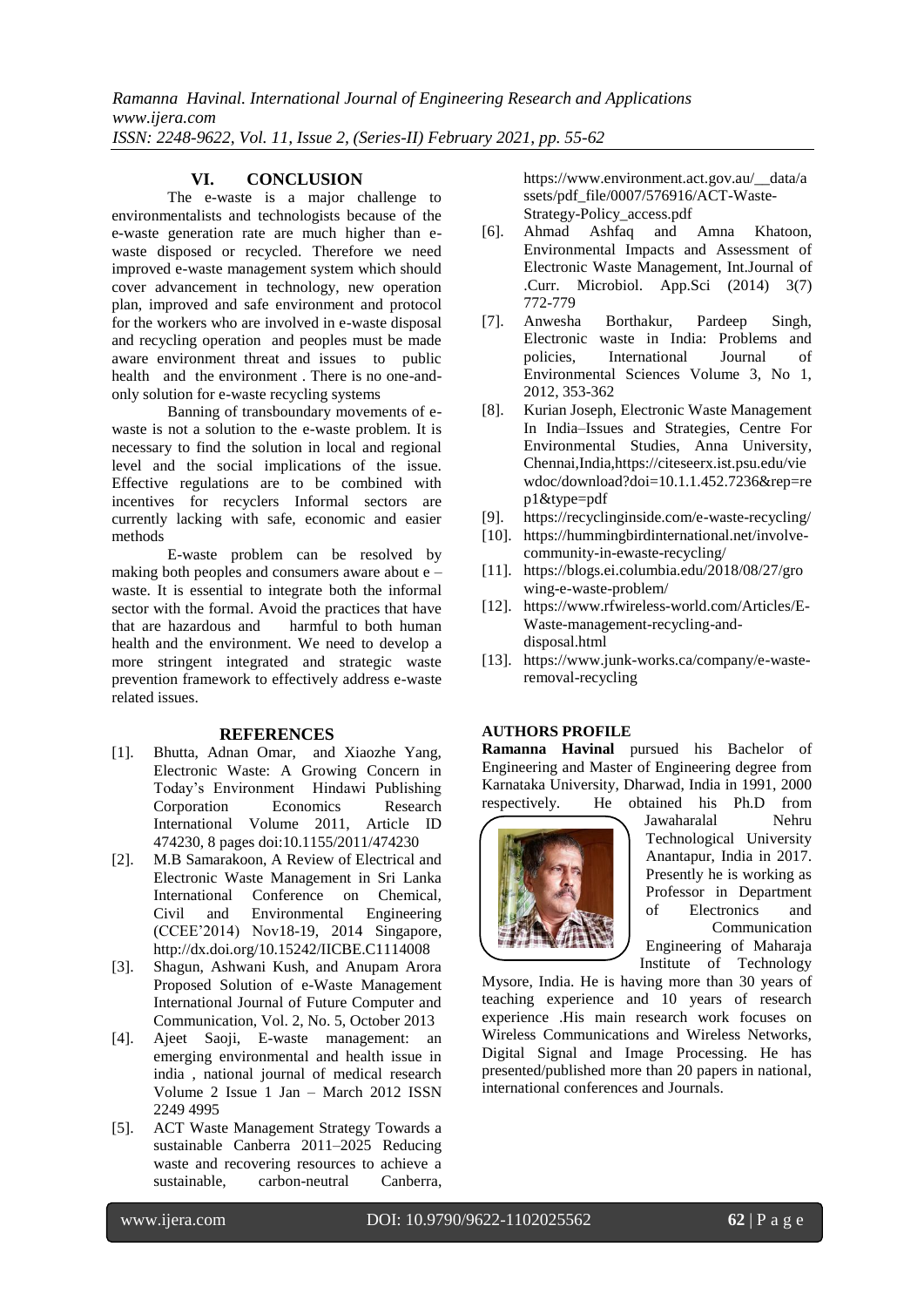## VI. CONCLUSION

The e-waste is a major challenge to environmentalists and technologists because of the e-waste generation rate are much higher than e-waste disposed or recycled. Therefore we need improved e-waste management system which should cover advancement in technology, new operation plan, improved and safe environment and protocol for the workers who are involved in e-waste disposal and recycling operation and peoples must be made aware environment threat and issues to public health and the environment . There is no one-and-only solution for e-waste recycling systems

Banning of transboundary movements of e-waste is not a solution to the e-waste problem. It is necessary to find the solution in local and regional level and the social implications of the issue. Effective regulations are to be combined with incentives for recyclers Informal sectors are currently lacking with safe, economic and easier methods

E-waste problem can be resolved by making both peoples and consumers aware about e –waste. It is essential to integrate both the informal sector with the formal. Avoid the practices that have that are hazardous and harmful to both human health and the environment. We need to develop a more stringent integrated and strategic waste prevention framework to effectively address e-waste related issues.

## REFERENCES

[1]. Bhutta, Adnan Omar, and Xiaozhe Yang, Electronic Waste: A Growing Concern in Today's Environment Hindawi Publishing Corporation Economics Research International Volume 2011, Article ID 474230, 8 pages doi:10.1155/2011/474230

[2]. M.B Samarakoon, A Review of Electrical and Electronic Waste Management in Sri Lanka International Conference on Chemical, Civil and Environmental Engineering (CCEE'2014) Nov18-19, 2014 Singapore, http://dx.doi.org/10.15242/IICBE.C1114008

[3]. Shagun, Ashwani Kush, and Anupam Arora Proposed Solution of e-Waste Management International Journal of Future Computer and Communication, Vol. 2, No. 5, October 2013

[4]. Ajeet Saoji, E-waste management: an emerging environmental and health issue in india , national journal of medical research Volume 2 Issue 1 Jan – March 2012 ISSN 2249 4995

[5]. ACT Waste Management Strategy Towards a sustainable Canberra 2011–2025 Reducing waste and recovering resources to achieve a sustainable, carbon-neutral Canberra, https://www.environment.act.gov.au/__data/assets/pdf_file/0007/576916/ACT-Waste-Strategy-Policy_access.pdf

[6]. Ahmad Ashfaq and Amna Khatoon, Environmental Impacts and Assessment of Electronic Waste Management, Int.Journal of .Curr. Microbiol. App.Sci (2014) 3(7) 772-779

[7]. Anwesha Borthakur, Pardeep Singh, Electronic waste in India: Problems and policies, International Journal of Environmental Sciences Volume 3, No 1, 2012, 353-362

[8]. Kurian Joseph, Electronic Waste Management In India–Issues and Strategies, Centre For Environmental Studies, Anna University, Chennai,India,https://citeseerx.ist.psu.edu/viewdoc/download?doi=10.1.1.452.7236&rep=rep1&type=pdf

[9]. https://recyclinginside.com/e-waste-recycling/

[10]. https://hummingbirdinternational.net/involve-community-in-ewaste-recycling/

[11]. https://blogs.ei.columbia.edu/2018/08/27/growing-e-waste-problem/

[12]. https://www.rfwireless-world.com/Articles/E-Waste-management-recycling-and-disposal.html

[13]. https://www.junk-works.ca/company/e-waste-removal-recycling

## AUTHORS PROFILE

**Ramanna Havinal** pursued his Bachelor of Engineering and Master of Engineering degree from Karnataka University, Dharwad, India in 1991, 2000 respectively. He obtained his Ph.D from Jawaharalal Nehru Technological University Anantapur, India in 2017. Presently he is working as Professor in Department of Electronics and Communication Engineering of Maharaja Institute of Technology Mysore, India. He is having more than 30 years of teaching experience and 10 years of research experience .His main research work focuses on Wireless Communications and Wireless Networks, Digital Signal and Image Processing. He has presented/published more than 20 papers in national, international conferences and Journals.